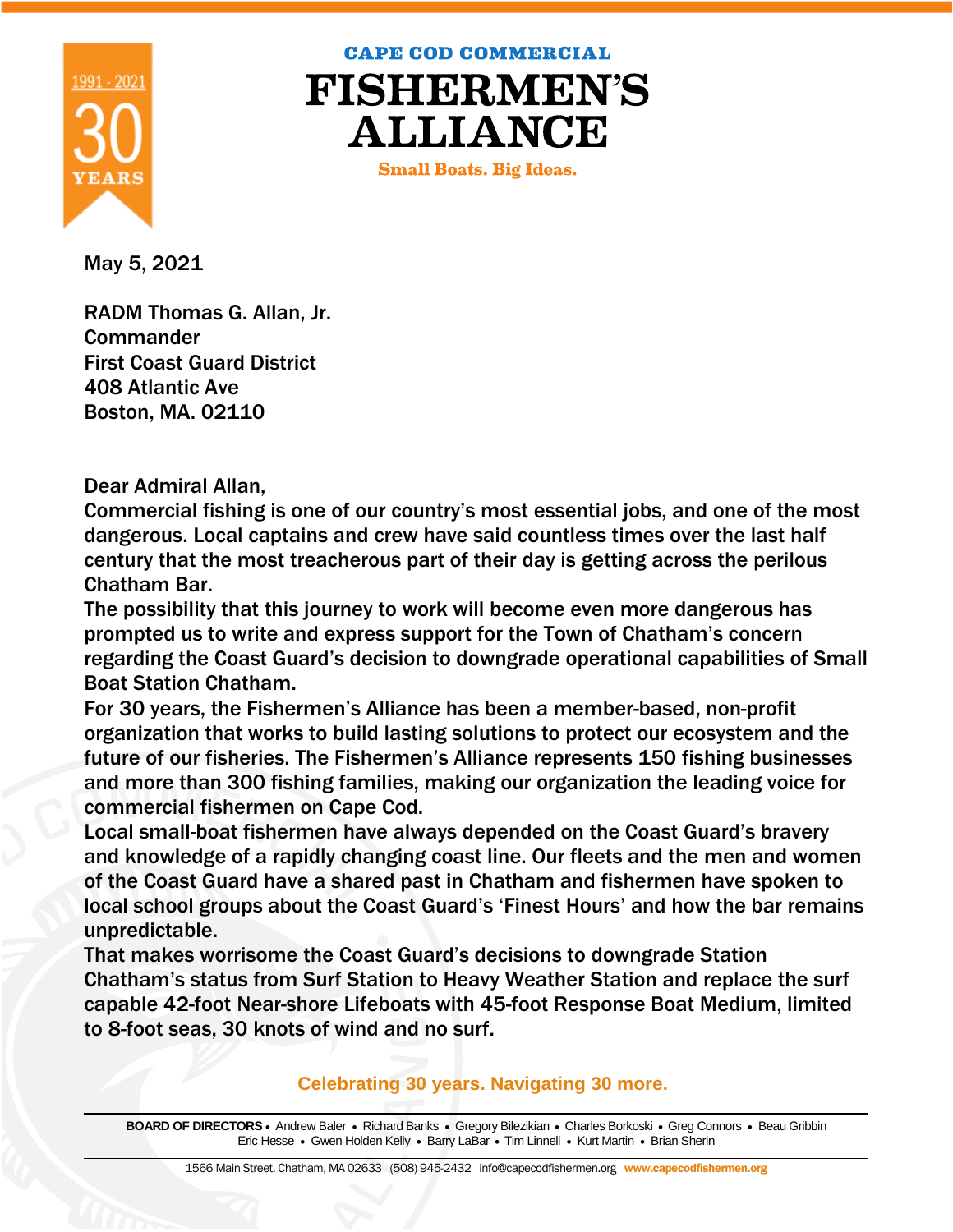1991 - 2021
30
YEARS

CAPE COD COMMERCIAL

# FISHERMEN'S ALLIANCE

**Small Boats. Big Ideas.**

May 5, 2021

RADM Thomas G. Allan, Jr.
Commander
First Coast Guard District
408 Atlantic Ave
Boston, MA. 02110

Dear Admiral Allan,

Commercial fishing is one of our country's most essential jobs, and one of the most dangerous. Local captains and crew have said countless times over the last half century that the most treacherous part of their day is getting across the perilous Chatham Bar.

The possibility that this journey to work will become even more dangerous has prompted us to write and express support for the Town of Chatham's concern regarding the Coast Guard's decision to downgrade operational capabilities of Small Boat Station Chatham.

For 30 years, the Fishermen's Alliance has been a member-based, non-profit organization that works to build lasting solutions to protect our ecosystem and the future of our fisheries. The Fishermen's Alliance represents 150 fishing businesses and more than 300 fishing families, making our organization the leading voice for commercial fishermen on Cape Cod.

Local small-boat fishermen have always depended on the Coast Guard's bravery and knowledge of a rapidly changing coast line. Our fleets and the men and women of the Coast Guard have a shared past in Chatham and fishermen have spoken to local school groups about the Coast Guard's 'Finest Hours' and how the bar remains unpredictable.

That makes worrisome the Coast Guard's decisions to downgrade Station Chatham's status from Surf Station to Heavy Weather Station and replace the surf capable 42-foot Near-shore Lifeboats with 45-foot Response Boat Medium, limited to 8-foot seas, 30 knots of wind and no surf.

**Celebrating 30 years. Navigating 30 more.**

**BOARD OF DIRECTORS** • Andrew Baler • Richard Banks • Gregory Bilezikian • Charles Borkoski • Greg Connors • Beau Gribbin • Eric Hesse • Gwen Holden Kelly • Barry LaBar • Tim Linnell • Kurt Martin • Brian Sherin

1566 Main Street, Chatham, MA 02633 (508) 945-2432 info@capecodfishermen.org www.capecodfishermen.org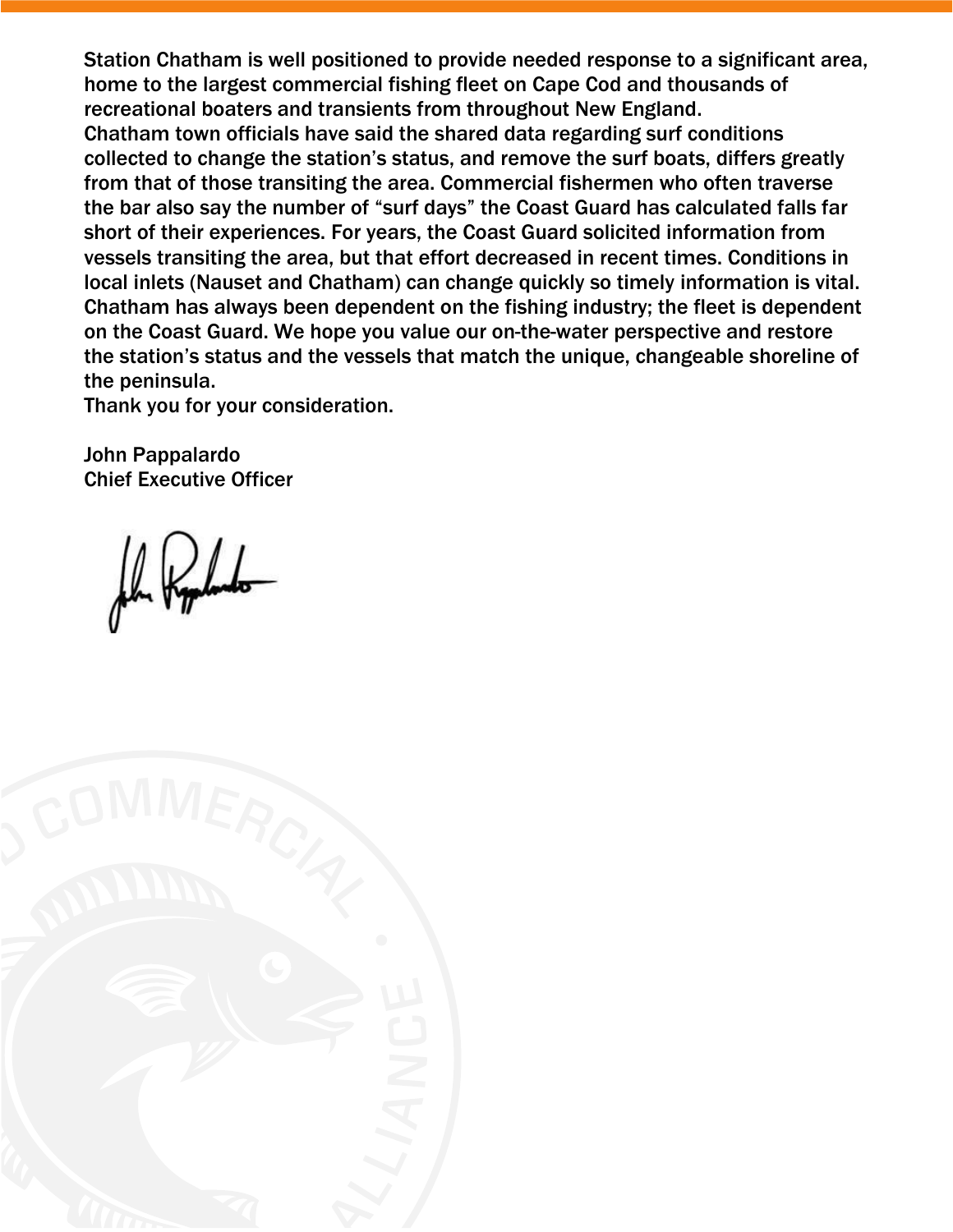Station Chatham is well positioned to provide needed response to a significant area, home to the largest commercial fishing fleet on Cape Cod and thousands of recreational boaters and transients from throughout New England.

Chatham town officials have said the shared data regarding surf conditions collected to change the station's status, and remove the surf boats, differs greatly from that of those transiting the area. Commercial fishermen who often traverse the bar also say the number of "surf days" the Coast Guard has calculated falls far short of their experiences. For years, the Coast Guard solicited information from vessels transiting the area, but that effort decreased in recent times. Conditions in local inlets (Nauset and Chatham) can change quickly so timely information is vital. Chatham has always been dependent on the fishing industry; the fleet is dependent on the Coast Guard. We hope you value our on-the-water perspective and restore the station's status and the vessels that match the unique, changeable shoreline of the peninsula.

Thank you for your consideration.

John Pappalardo
Chief Executive Officer